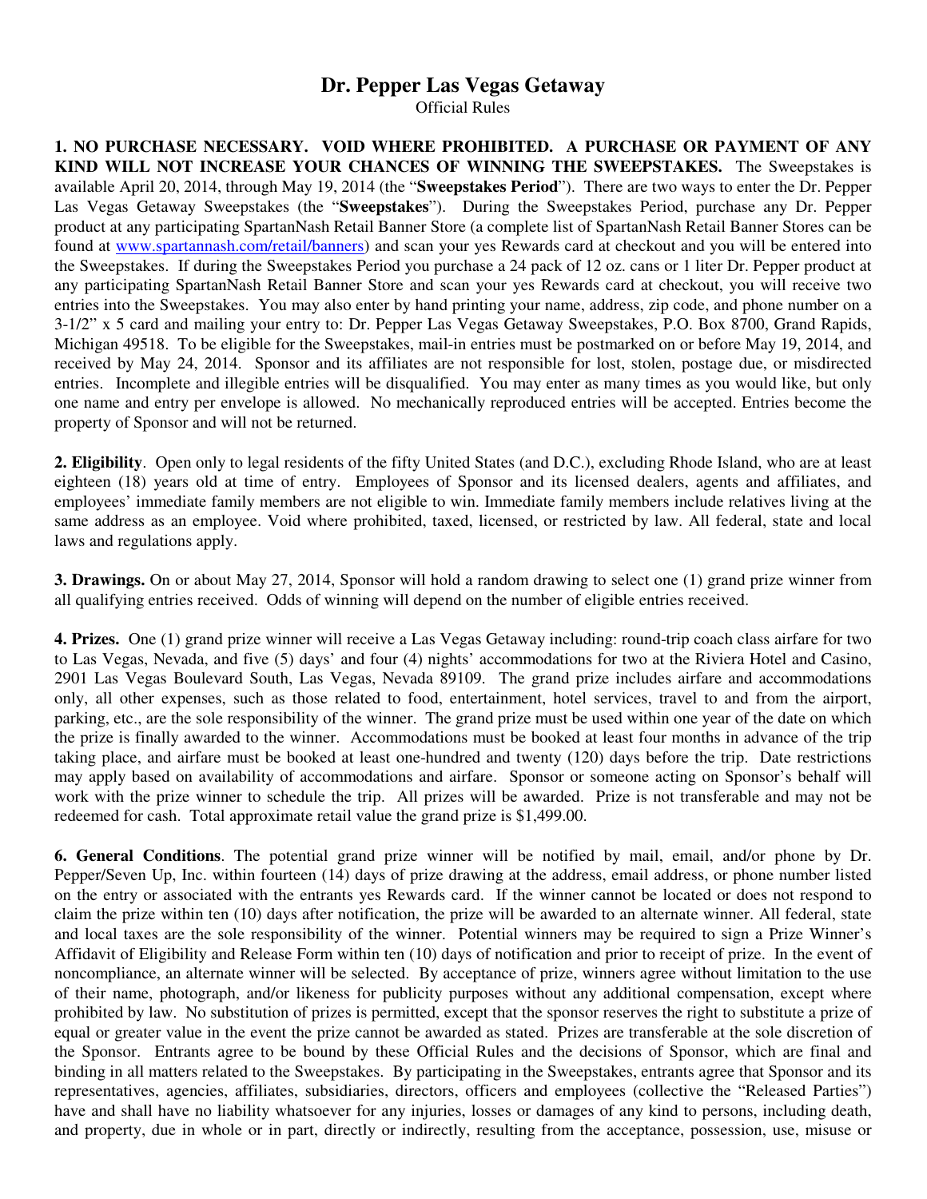# Dr. Pepper Las Vegas Getaway

Official Rules

**1. NO PURCHASE NECESSARY. VOID WHERE PROHIBITED. A PURCHASE OR PAYMENT OF ANY KIND WILL NOT INCREASE YOUR CHANCES OF WINNING THE SWEEPSTAKES.** The Sweepstakes is available April 20, 2014, through May 19, 2014 (the "**Sweepstakes Period**"). There are two ways to enter the Dr. Pepper Las Vegas Getaway Sweepstakes (the "**Sweepstakes**"). During the Sweepstakes Period, purchase any Dr. Pepper product at any participating SpartanNash Retail Banner Store (a complete list of SpartanNash Retail Banner Stores can be found at [www.spartannash.com/retail/banners](www.spartannash.com/retail/banners)) and scan your yes Rewards card at checkout and you will be entered into the Sweepstakes. If during the Sweepstakes Period you purchase a 24 pack of 12 oz. cans or 1 liter Dr. Pepper product at any participating SpartanNash Retail Banner Store and scan your yes Rewards card at checkout, you will receive two entries into the Sweepstakes. You may also enter by hand printing your name, address, zip code, and phone number on a 3-1/2" x 5 card and mailing your entry to: Dr. Pepper Las Vegas Getaway Sweepstakes, P.O. Box 8700, Grand Rapids, Michigan 49518. To be eligible for the Sweepstakes, mail-in entries must be postmarked on or before May 19, 2014, and received by May 24, 2014. Sponsor and its affiliates are not responsible for lost, stolen, postage due, or misdirected entries. Incomplete and illegible entries will be disqualified. You may enter as many times as you would like, but only one name and entry per envelope is allowed. No mechanically reproduced entries will be accepted. Entries become the property of Sponsor and will not be returned.

**2. Eligibility**. Open only to legal residents of the fifty United States (and D.C.), excluding Rhode Island, who are at least eighteen (18) years old at time of entry. Employees of Sponsor and its licensed dealers, agents and affiliates, and employees' immediate family members are not eligible to win. Immediate family members include relatives living at the same address as an employee. Void where prohibited, taxed, licensed, or restricted by law. All federal, state and local laws and regulations apply.

**3. Drawings.** On or about May 27, 2014, Sponsor will hold a random drawing to select one (1) grand prize winner from all qualifying entries received. Odds of winning will depend on the number of eligible entries received.

**4. Prizes.** One (1) grand prize winner will receive a Las Vegas Getaway including: round-trip coach class airfare for two to Las Vegas, Nevada, and five (5) days' and four (4) nights' accommodations for two at the Riviera Hotel and Casino, 2901 Las Vegas Boulevard South, Las Vegas, Nevada 89109. The grand prize includes airfare and accommodations only, all other expenses, such as those related to food, entertainment, hotel services, travel to and from the airport, parking, etc., are the sole responsibility of the winner. The grand prize must be used within one year of the date on which the prize is finally awarded to the winner. Accommodations must be booked at least four months in advance of the trip taking place, and airfare must be booked at least one-hundred and twenty (120) days before the trip. Date restrictions may apply based on availability of accommodations and airfare. Sponsor or someone acting on Sponsor's behalf will work with the prize winner to schedule the trip. All prizes will be awarded. Prize is not transferable and may not be redeemed for cash. Total approximate retail value the grand prize is $1,499.00.

**6. General Conditions**. The potential grand prize winner will be notified by mail, email, and/or phone by Dr. Pepper/Seven Up, Inc. within fourteen (14) days of prize drawing at the address, email address, or phone number listed on the entry or associated with the entrants yes Rewards card. If the winner cannot be located or does not respond to claim the prize within ten (10) days after notification, the prize will be awarded to an alternate winner. All federal, state and local taxes are the sole responsibility of the winner. Potential winners may be required to sign a Prize Winner's Affidavit of Eligibility and Release Form within ten (10) days of notification and prior to receipt of prize. In the event of noncompliance, an alternate winner will be selected. By acceptance of prize, winners agree without limitation to the use of their name, photograph, and/or likeness for publicity purposes without any additional compensation, except where prohibited by law. No substitution of prizes is permitted, except that the sponsor reserves the right to substitute a prize of equal or greater value in the event the prize cannot be awarded as stated. Prizes are transferable at the sole discretion of the Sponsor. Entrants agree to be bound by these Official Rules and the decisions of Sponsor, which are final and binding in all matters related to the Sweepstakes. By participating in the Sweepstakes, entrants agree that Sponsor and its representatives, agencies, affiliates, subsidiaries, directors, officers and employees (collective the "Released Parties") have and shall have no liability whatsoever for any injuries, losses or damages of any kind to persons, including death, and property, due in whole or in part, directly or indirectly, resulting from the acceptance, possession, use, misuse or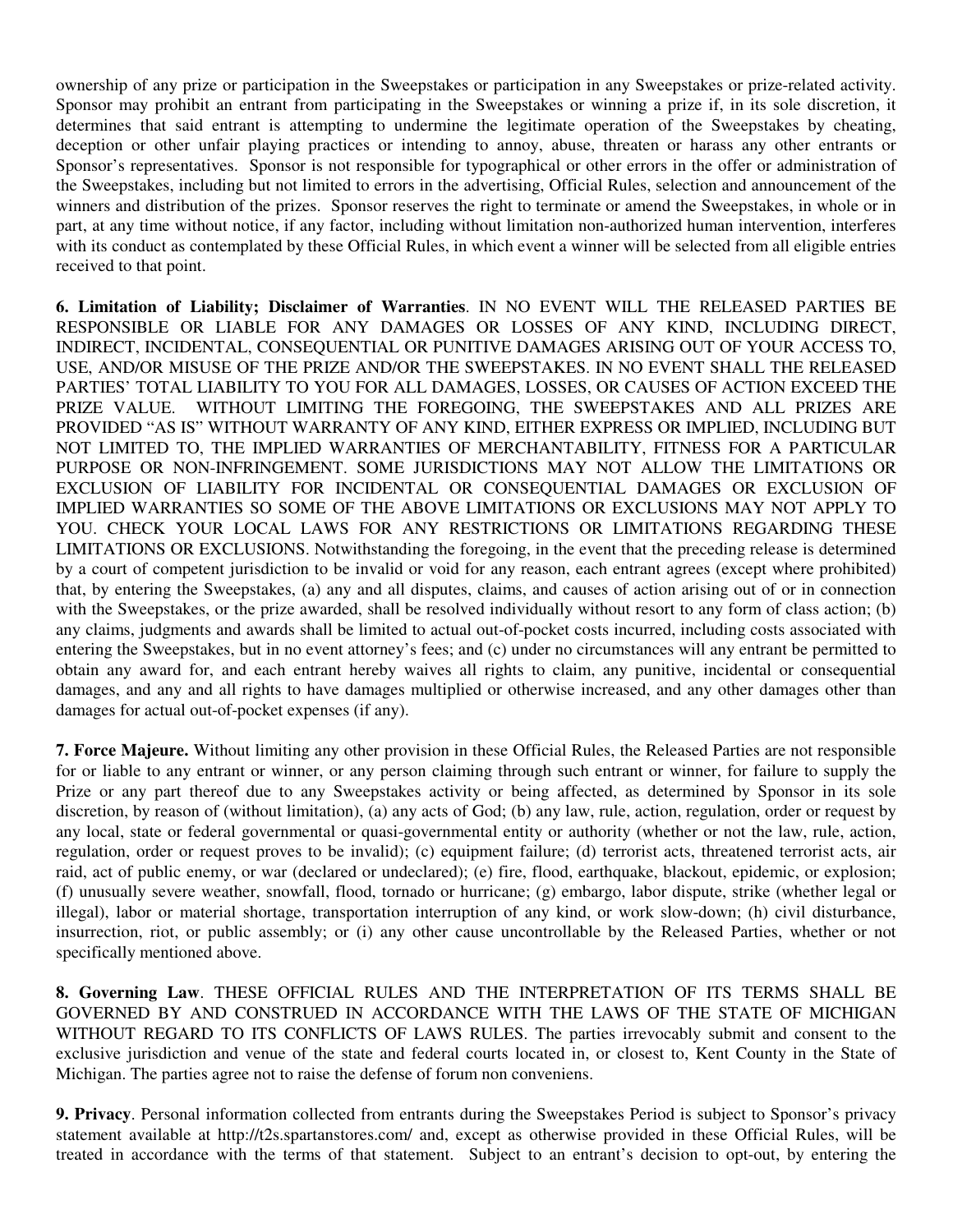ownership of any prize or participation in the Sweepstakes or participation in any Sweepstakes or prize-related activity. Sponsor may prohibit an entrant from participating in the Sweepstakes or winning a prize if, in its sole discretion, it determines that said entrant is attempting to undermine the legitimate operation of the Sweepstakes by cheating, deception or other unfair playing practices or intending to annoy, abuse, threaten or harass any other entrants or Sponsor's representatives. Sponsor is not responsible for typographical or other errors in the offer or administration of the Sweepstakes, including but not limited to errors in the advertising, Official Rules, selection and announcement of the winners and distribution of the prizes. Sponsor reserves the right to terminate or amend the Sweepstakes, in whole or in part, at any time without notice, if any factor, including without limitation non-authorized human intervention, interferes with its conduct as contemplated by these Official Rules, in which event a winner will be selected from all eligible entries received to that point.

**6. Limitation of Liability; Disclaimer of Warranties**. IN NO EVENT WILL THE RELEASED PARTIES BE RESPONSIBLE OR LIABLE FOR ANY DAMAGES OR LOSSES OF ANY KIND, INCLUDING DIRECT, INDIRECT, INCIDENTAL, CONSEQUENTIAL OR PUNITIVE DAMAGES ARISING OUT OF YOUR ACCESS TO, USE, AND/OR MISUSE OF THE PRIZE AND/OR THE SWEEPSTAKES. IN NO EVENT SHALL THE RELEASED PARTIES' TOTAL LIABILITY TO YOU FOR ALL DAMAGES, LOSSES, OR CAUSES OF ACTION EXCEED THE PRIZE VALUE. WITHOUT LIMITING THE FOREGOING, THE SWEEPSTAKES AND ALL PRIZES ARE PROVIDED "AS IS" WITHOUT WARRANTY OF ANY KIND, EITHER EXPRESS OR IMPLIED, INCLUDING BUT NOT LIMITED TO, THE IMPLIED WARRANTIES OF MERCHANTABILITY, FITNESS FOR A PARTICULAR PURPOSE OR NON-INFRINGEMENT. SOME JURISDICTIONS MAY NOT ALLOW THE LIMITATIONS OR EXCLUSION OF LIABILITY FOR INCIDENTAL OR CONSEQUENTIAL DAMAGES OR EXCLUSION OF IMPLIED WARRANTIES SO SOME OF THE ABOVE LIMITATIONS OR EXCLUSIONS MAY NOT APPLY TO YOU. CHECK YOUR LOCAL LAWS FOR ANY RESTRICTIONS OR LIMITATIONS REGARDING THESE LIMITATIONS OR EXCLUSIONS. Notwithstanding the foregoing, in the event that the preceding release is determined by a court of competent jurisdiction to be invalid or void for any reason, each entrant agrees (except where prohibited) that, by entering the Sweepstakes, (a) any and all disputes, claims, and causes of action arising out of or in connection with the Sweepstakes, or the prize awarded, shall be resolved individually without resort to any form of class action; (b) any claims, judgments and awards shall be limited to actual out-of-pocket costs incurred, including costs associated with entering the Sweepstakes, but in no event attorney's fees; and (c) under no circumstances will any entrant be permitted to obtain any award for, and each entrant hereby waives all rights to claim, any punitive, incidental or consequential damages, and any and all rights to have damages multiplied or otherwise increased, and any other damages other than damages for actual out-of-pocket expenses (if any).

**7. Force Majeure.** Without limiting any other provision in these Official Rules, the Released Parties are not responsible for or liable to any entrant or winner, or any person claiming through such entrant or winner, for failure to supply the Prize or any part thereof due to any Sweepstakes activity or being affected, as determined by Sponsor in its sole discretion, by reason of (without limitation), (a) any acts of God; (b) any law, rule, action, regulation, order or request by any local, state or federal governmental or quasi-governmental entity or authority (whether or not the law, rule, action, regulation, order or request proves to be invalid); (c) equipment failure; (d) terrorist acts, threatened terrorist acts, air raid, act of public enemy, or war (declared or undeclared); (e) fire, flood, earthquake, blackout, epidemic, or explosion; (f) unusually severe weather, snowfall, flood, tornado or hurricane; (g) embargo, labor dispute, strike (whether legal or illegal), labor or material shortage, transportation interruption of any kind, or work slow-down; (h) civil disturbance, insurrection, riot, or public assembly; or (i) any other cause uncontrollable by the Released Parties, whether or not specifically mentioned above.

**8. Governing Law**. THESE OFFICIAL RULES AND THE INTERPRETATION OF ITS TERMS SHALL BE GOVERNED BY AND CONSTRUED IN ACCORDANCE WITH THE LAWS OF THE STATE OF MICHIGAN WITHOUT REGARD TO ITS CONFLICTS OF LAWS RULES. The parties irrevocably submit and consent to the exclusive jurisdiction and venue of the state and federal courts located in, or closest to, Kent County in the State of Michigan. The parties agree not to raise the defense of forum non conveniens.

**9. Privacy**. Personal information collected from entrants during the Sweepstakes Period is subject to Sponsor's privacy statement available at http://t2s.spartanstores.com/ and, except as otherwise provided in these Official Rules, will be treated in accordance with the terms of that statement. Subject to an entrant's decision to opt-out, by entering the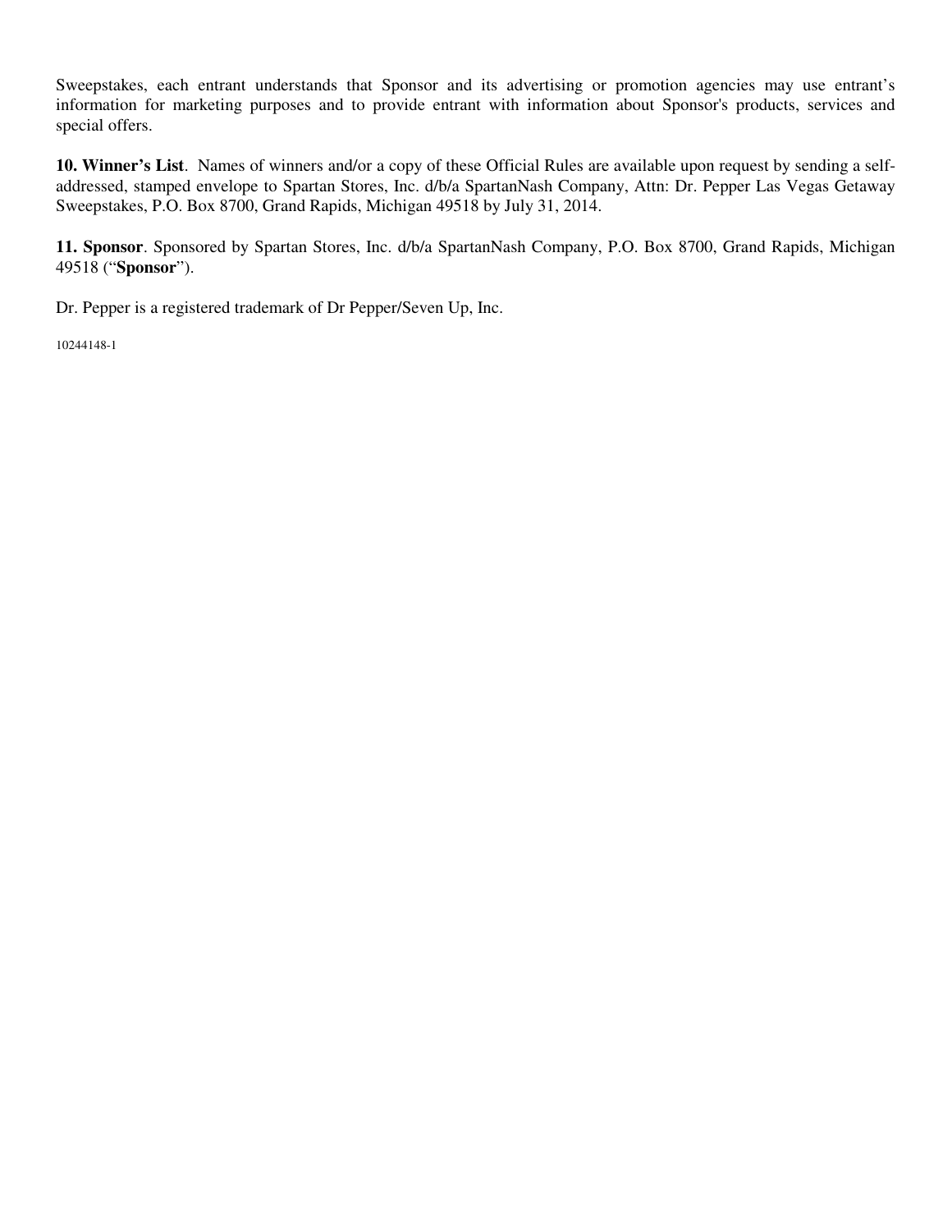Sweepstakes, each entrant understands that Sponsor and its advertising or promotion agencies may use entrant's information for marketing purposes and to provide entrant with information about Sponsor's products, services and special offers.

**10. Winner's List**. Names of winners and/or a copy of these Official Rules are available upon request by sending a self-addressed, stamped envelope to Spartan Stores, Inc. d/b/a SpartanNash Company, Attn: Dr. Pepper Las Vegas Getaway Sweepstakes, P.O. Box 8700, Grand Rapids, Michigan 49518 by July 31, 2014.

**11. Sponsor**. Sponsored by Spartan Stores, Inc. d/b/a SpartanNash Company, P.O. Box 8700, Grand Rapids, Michigan 49518 ("**Sponsor**").

Dr. Pepper is a registered trademark of Dr Pepper/Seven Up, Inc.

10244148-1